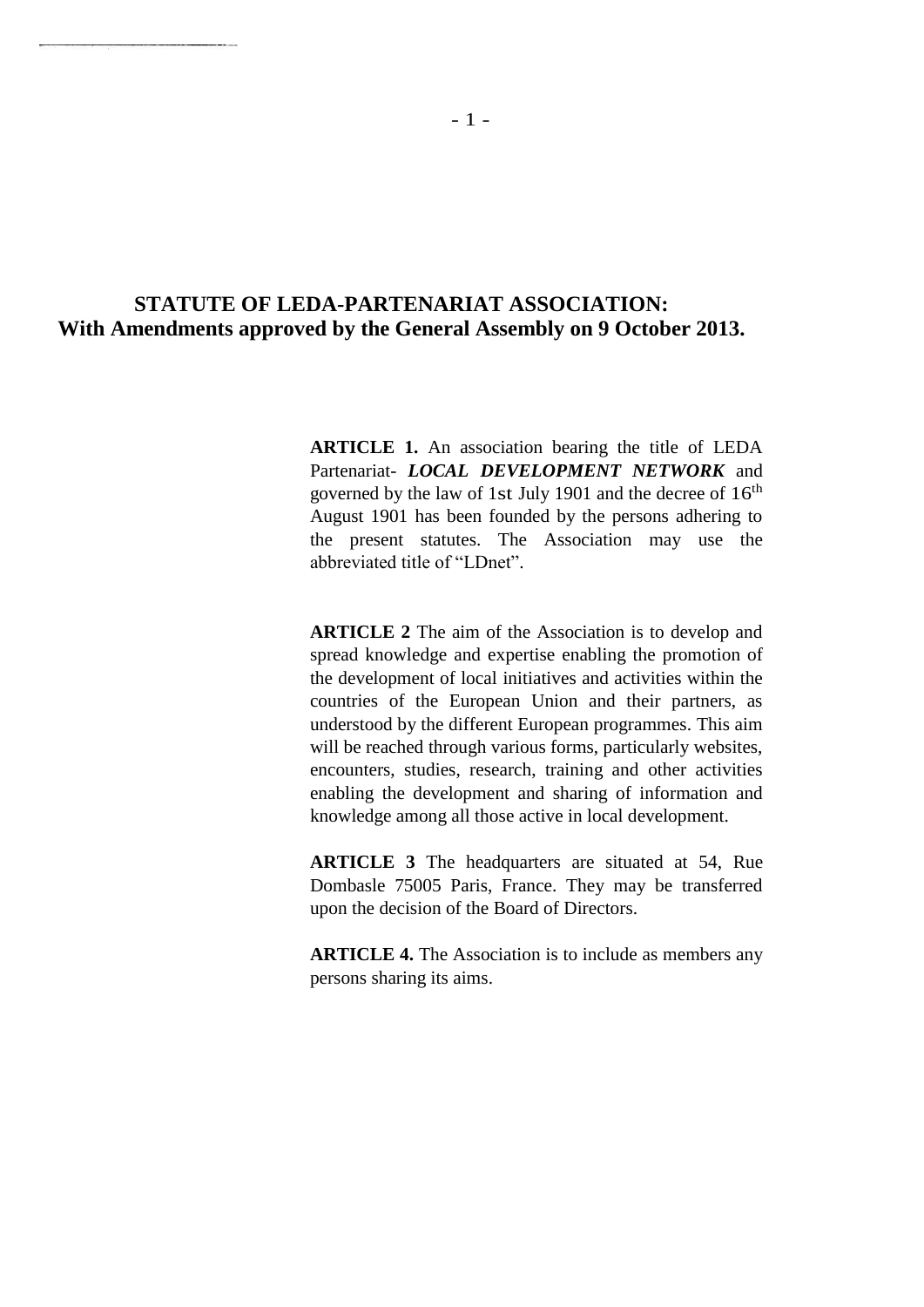# STATUTE OF LEDA-PARTENARIAT ASSOCIATION:
## With Amendments approved by the General Assembly on 9 October 2013.

**ARTICLE 1.** An association bearing the title of LEDA Partenariat- ***LOCAL DEVELOPMENT NETWORK*** and governed by the law of 1st July 1901 and the decree of 16th August 1901 has been founded by the persons adhering to the present statutes. The Association may use the abbreviated title of "LDnet".

**ARTICLE 2** The aim of the Association is to develop and spread knowledge and expertise enabling the promotion of the development of local initiatives and activities within the countries of the European Union and their partners, as understood by the different European programmes. This aim will be reached through various forms, particularly websites, encounters, studies, research, training and other activities enabling the development and sharing of information and knowledge among all those active in local development.

**ARTICLE 3** The headquarters are situated at 54, Rue Dombasle 75005 Paris, France. They may be transferred upon the decision of the Board of Directors.

**ARTICLE 4.** The Association is to include as members any persons sharing its aims.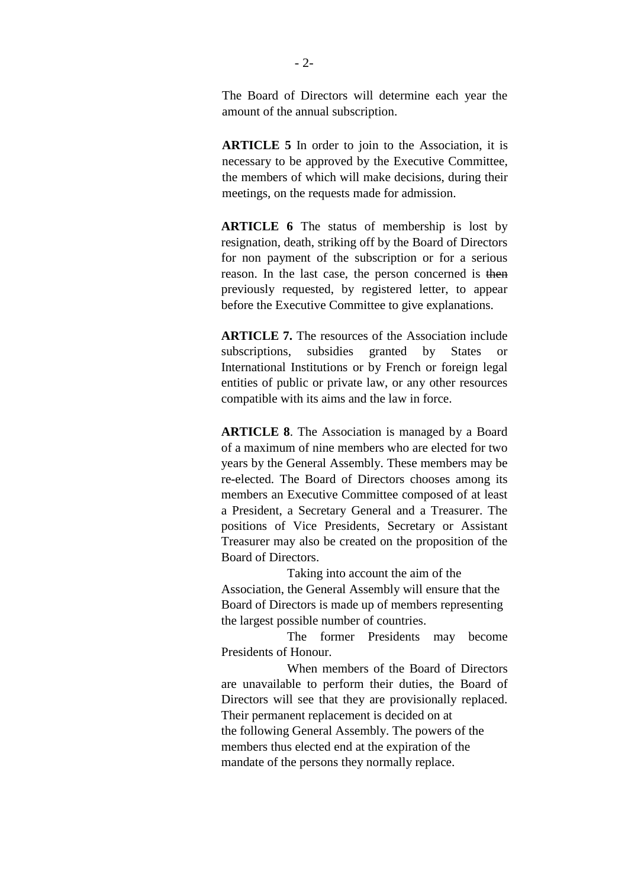The Board of Directors will determine each year the amount of the annual subscription.

**ARTICLE 5** In order to join to the Association, it is necessary to be approved by the Executive Committee, the members of which will make decisions, during their meetings, on the requests made for admission.

**ARTICLE 6** The status of membership is lost by resignation, death, striking off by the Board of Directors for non payment of the subscription or for a serious reason. In the last case, the person concerned is ~~then~~ previously requested, by registered letter, to appear before the Executive Committee to give explanations.

**ARTICLE 7.** The resources of the Association include subscriptions, subsidies granted by States or International Institutions or by French or foreign legal entities of public or private law, or any other resources compatible with its aims and the law in force.

**ARTICLE 8**. The Association is managed by a Board of a maximum of nine members who are elected for two years by the General Assembly. These members may be re-elected. The Board of Directors chooses among its members an Executive Committee composed of at least a President, a Secretary General and a Treasurer. The positions of Vice Presidents, Secretary or Assistant Treasurer may also be created on the proposition of the Board of Directors.

Taking into account the aim of the Association, the General Assembly will ensure that the Board of Directors is made up of members representing the largest possible number of countries.

The former Presidents may become Presidents of Honour.

When members of the Board of Directors are unavailable to perform their duties, the Board of Directors will see that they are provisionally replaced. Their permanent replacement is decided on at the following General Assembly. The powers of the members thus elected end at the expiration of the mandate of the persons they normally replace.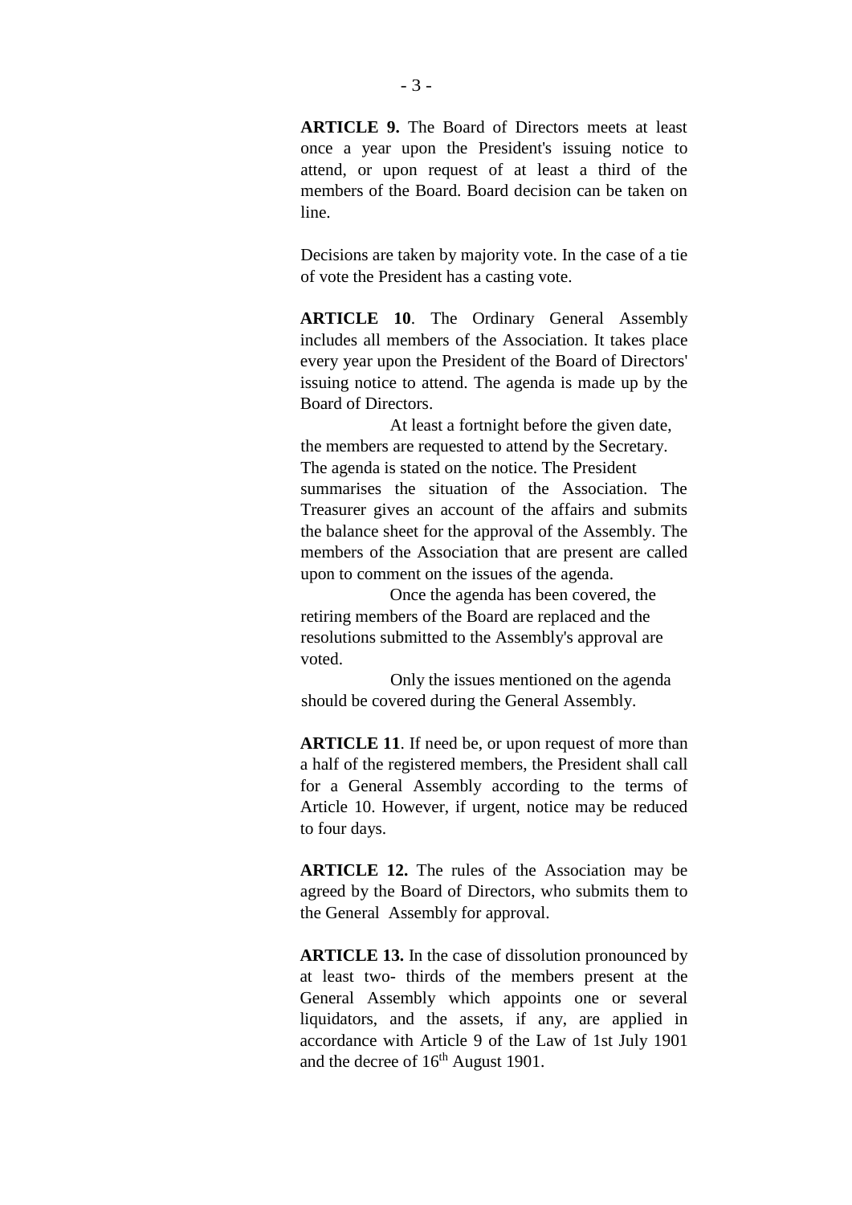**ARTICLE 9.** The Board of Directors meets at least once a year upon the President's issuing notice to attend, or upon request of at least a third of the members of the Board. Board decision can be taken on line.

Decisions are taken by majority vote. In the case of a tie of vote the President has a casting vote.

**ARTICLE 10**. The Ordinary General Assembly includes all members of the Association. It takes place every year upon the President of the Board of Directors' issuing notice to attend. The agenda is made up by the Board of Directors.

At least a fortnight before the given date, the members are requested to attend by the Secretary. The agenda is stated on the notice. The President summarises the situation of the Association. The Treasurer gives an account of the affairs and submits the balance sheet for the approval of the Assembly. The members of the Association that are present are called upon to comment on the issues of the agenda.

Once the agenda has been covered, the retiring members of the Board are replaced and the resolutions submitted to the Assembly's approval are voted.

Only the issues mentioned on the agenda should be covered during the General Assembly.

**ARTICLE 11**. If need be, or upon request of more than a half of the registered members, the President shall call for a General Assembly according to the terms of Article 10. However, if urgent, notice may be reduced to four days.

**ARTICLE 12.** The rules of the Association may be agreed by the Board of Directors, who submits them to the General Assembly for approval.

**ARTICLE 13.** In the case of dissolution pronounced by at least two- thirds of the members present at the General Assembly which appoints one or several liquidators, and the assets, if any, are applied in accordance with Article 9 of the Law of 1st July 1901 and the decree of 16th August 1901.